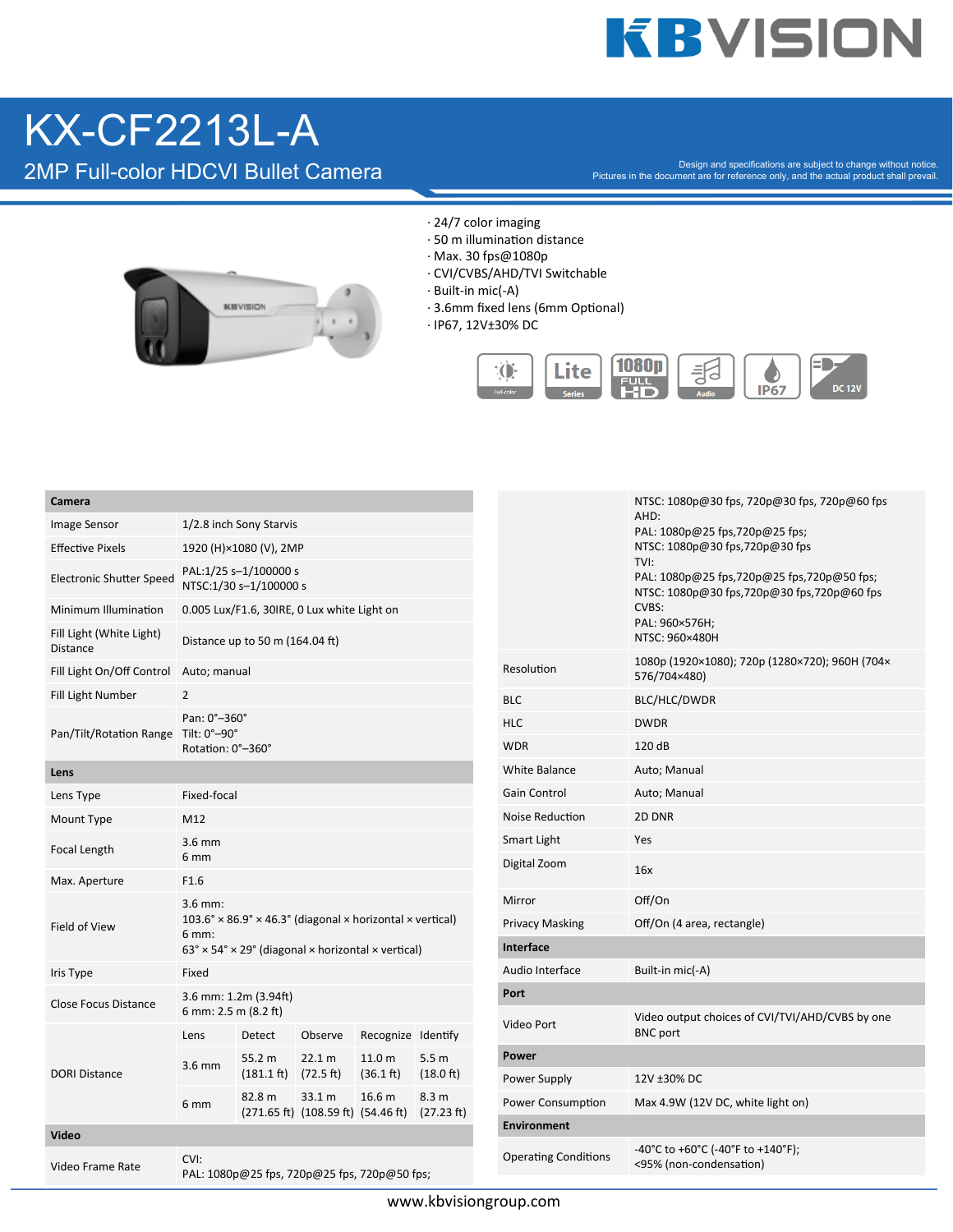# KX-CF2213L-A

## 2MP Full-color HDCVI Bullet Camera

Design and specifications are subject to change without notice.
Pictures in the document are for reference only, and the actual product shall prevail.

- · 24/7 color imaging
- · 50 m illumination distance
- · Max. 30 fps@1080p
- · CVI/CVBS/AHD/TVI Switchable
- · Built-in mic(-A)
- · 3.6mm fixed lens (6mm Optional)
- · IP67, 12V±30% DC

| **Camera** | | | | | |
|---|---|---|---|---|---|
| Image Sensor | 1/2.8 inch Sony Starvis | | | | |
| Effective Pixels | 1920 (H)×1080 (V), 2MP | | | | |
| Electronic Shutter Speed | PAL:1/25 s–1/100000 s<br>NTSC:1/30 s–1/100000 s | | | | |
| Minimum Illumination | 0.005 Lux/F1.6, 30IRE, 0 Lux white Light on | | | | |
| Fill Light (White Light) Distance | Distance up to 50 m (164.04 ft) | | | | |
| Fill Light On/Off Control | Auto; manual | | | | |
| Fill Light Number | 2 | | | | |
| Pan/Tilt/Rotation Range | Pan: 0°–360°<br>Tilt: 0°–90°<br>Rotation: 0°–360° | | | | |
| **Lens** | | | | | |
| Lens Type | Fixed-focal | | | | |
| Mount Type | M12 | | | | |
| Focal Length | 3.6 mm<br>6 mm | | | | |
| Max. Aperture | F1.6 | | | | |
| Field of View | 3.6 mm:<br>103.6° × 86.9° × 46.3° (diagonal × horizontal × vertical)<br>6 mm:<br>63° × 54° × 29° (diagonal × horizontal × vertical) | | | | |
| Iris Type | Fixed | | | | |
| Close Focus Distance | 3.6 mm: 1.2m (3.94ft)<br>6 mm: 2.5 m (8.2 ft) | | | | |
| DORI Distance | Lens | Detect | Observe | Recognize | Identify |
| | 3.6 mm | 55.2 m (181.1 ft) | 22.1 m (72.5 ft) | 11.0 m (36.1 ft) | 5.5 m (18.0 ft) |
| | 6 mm | 82.8 m (271.65 ft) | 33.1 m (108.59 ft) | 16.6 m (54.46 ft) | 8.3 m (27.23 ft) |
| **Video** | | | | | |
| Video Frame Rate | CVI:<br>PAL: 1080p@25 fps, 720p@25 fps, 720p@50 fps;<br>NTSC: 1080p@30 fps, 720p@30 fps, 720p@60 fps<br>AHD:<br>PAL: 1080p@25 fps,720p@25 fps;<br>NTSC: 1080p@30 fps,720p@30 fps<br>TVI:<br>PAL: 1080p@25 fps,720p@25 fps,720p@50 fps;<br>NTSC: 1080p@30 fps,720p@30 fps,720p@60 fps<br>CVBS:<br>PAL: 960×576H;<br>NTSC: 960×480H | | | | |
| Resolution | 1080p (1920×1080); 720p (1280×720); 960H (704×576/704×480) | | | | |
| BLC | BLC/HLC/DWDR | | | | |
| HLC | DWDR | | | | |
| WDR | 120 dB | | | | |
| White Balance | Auto; Manual | | | | |
| Gain Control | Auto; Manual | | | | |
| Noise Reduction | 2D DNR | | | | |
| Smart Light | Yes | | | | |
| Digital Zoom | 16x | | | | |
| Mirror | Off/On | | | | |
| Privacy Masking | Off/On (4 area, rectangle) | | | | |
| **Interface** | | | | | |
| Audio Interface | Built-in mic(-A) | | | | |
| **Port** | | | | | |
| Video Port | Video output choices of CVI/TVI/AHD/CVBS by one BNC port | | | | |
| **Power** | | | | | |
| Power Supply | 12V ±30% DC | | | | |
| Power Consumption | Max 4.9W (12V DC, white light on) | | | | |
| **Environment** | | | | | |
| Operating Conditions | -40°C to +60°C (-40°F to +140°F);<br><95% (non-condensation) | | | | |

www.kbvisiongroup.com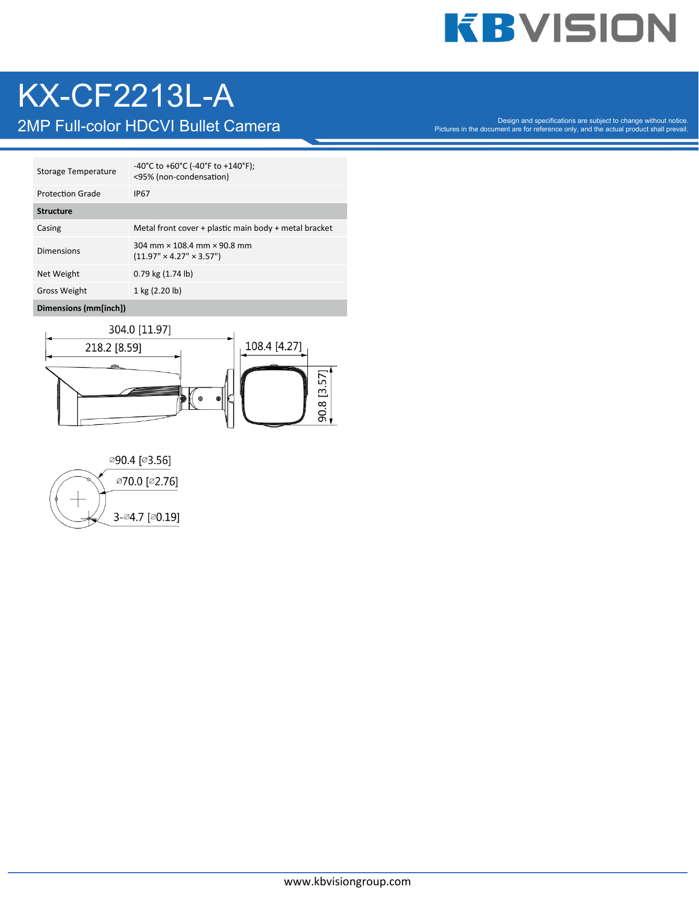# KX-CF2213L-A

## 2MP Full-color HDCVI Bullet Camera

Design and specifications are subject to change without notice.
Pictures in the document are for reference only, and the actual product shall prevail.

| | |
|---|---|
| Storage Temperature | -40°C to +60°C (-40°F to +140°F);<br><95% (non-condensation) |
| Protection Grade | IP67 |
| **Structure** | |
| Casing | Metal front cover + plastic main body + metal bracket |
| Dimensions | 304 mm × 108.4 mm × 90.8 mm<br>(11.97" × 4.27" × 3.57") |
| Net Weight | 0.79 kg (1.74 lb) |
| Gross Weight | 1 kg (2.20 lb) |
| **Dimensions (mm[inch])** | |

304.0 [11.97]
218.2 [8.59]
108.4 [4.27]
90.8 [3.57]

⌀90.4 [⌀3.56]
⌀70.0 [⌀2.76]
3-⌀4.7 [⌀0.19]

www.kbvisiongroup.com